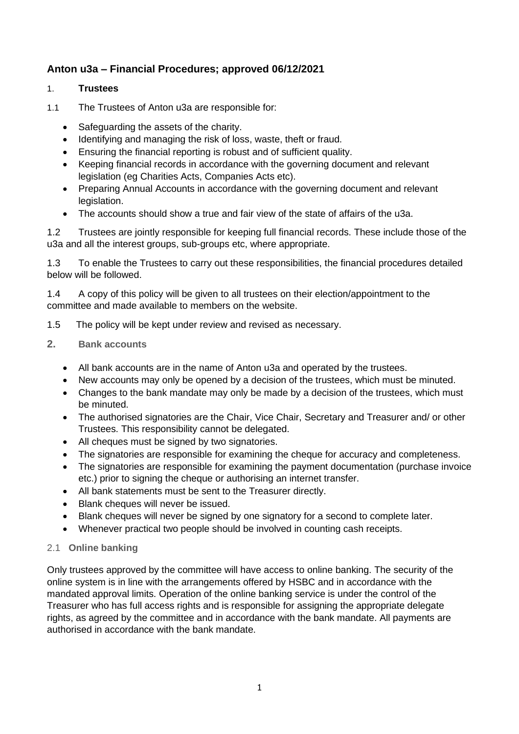## Anton u3a – Financial Procedures; approved 06/12/2021

### 1. Trustees

1.1 The Trustees of Anton u3a are responsible for:

- Safeguarding the assets of the charity.
- Identifying and managing the risk of loss, waste, theft or fraud.
- Ensuring the financial reporting is robust and of sufficient quality.
- Keeping financial records in accordance with the governing document and relevant legislation (eg Charities Acts, Companies Acts etc).
- Preparing Annual Accounts in accordance with the governing document and relevant legislation.
- The accounts should show a true and fair view of the state of affairs of the u3a.

1.2 Trustees are jointly responsible for keeping full financial records. These include those of the u3a and all the interest groups, sub-groups etc, where appropriate.

1.3 To enable the Trustees to carry out these responsibilities, the financial procedures detailed below will be followed.

1.4 A copy of this policy will be given to all trustees on their election/appointment to the committee and made available to members on the website.

1.5 The policy will be kept under review and revised as necessary.

### 2. Bank accounts

- All bank accounts are in the name of Anton u3a and operated by the trustees.
- New accounts may only be opened by a decision of the trustees, which must be minuted.
- Changes to the bank mandate may only be made by a decision of the trustees, which must be minuted.
- The authorised signatories are the Chair, Vice Chair, Secretary and Treasurer and/ or other Trustees. This responsibility cannot be delegated.
- All cheques must be signed by two signatories.
- The signatories are responsible for examining the cheque for accuracy and completeness.
- The signatories are responsible for examining the payment documentation (purchase invoice etc.) prior to signing the cheque or authorising an internet transfer.
- All bank statements must be sent to the Treasurer directly.
- Blank cheques will never be issued.
- Blank cheques will never be signed by one signatory for a second to complete later.
- Whenever practical two people should be involved in counting cash receipts.

#### 2.1 Online banking

Only trustees approved by the committee will have access to online banking. The security of the online system is in line with the arrangements offered by HSBC and in accordance with the mandated approval limits. Operation of the online banking service is under the control of the Treasurer who has full access rights and is responsible for assigning the appropriate delegate rights, as agreed by the committee and in accordance with the bank mandate. All payments are authorised in accordance with the bank mandate.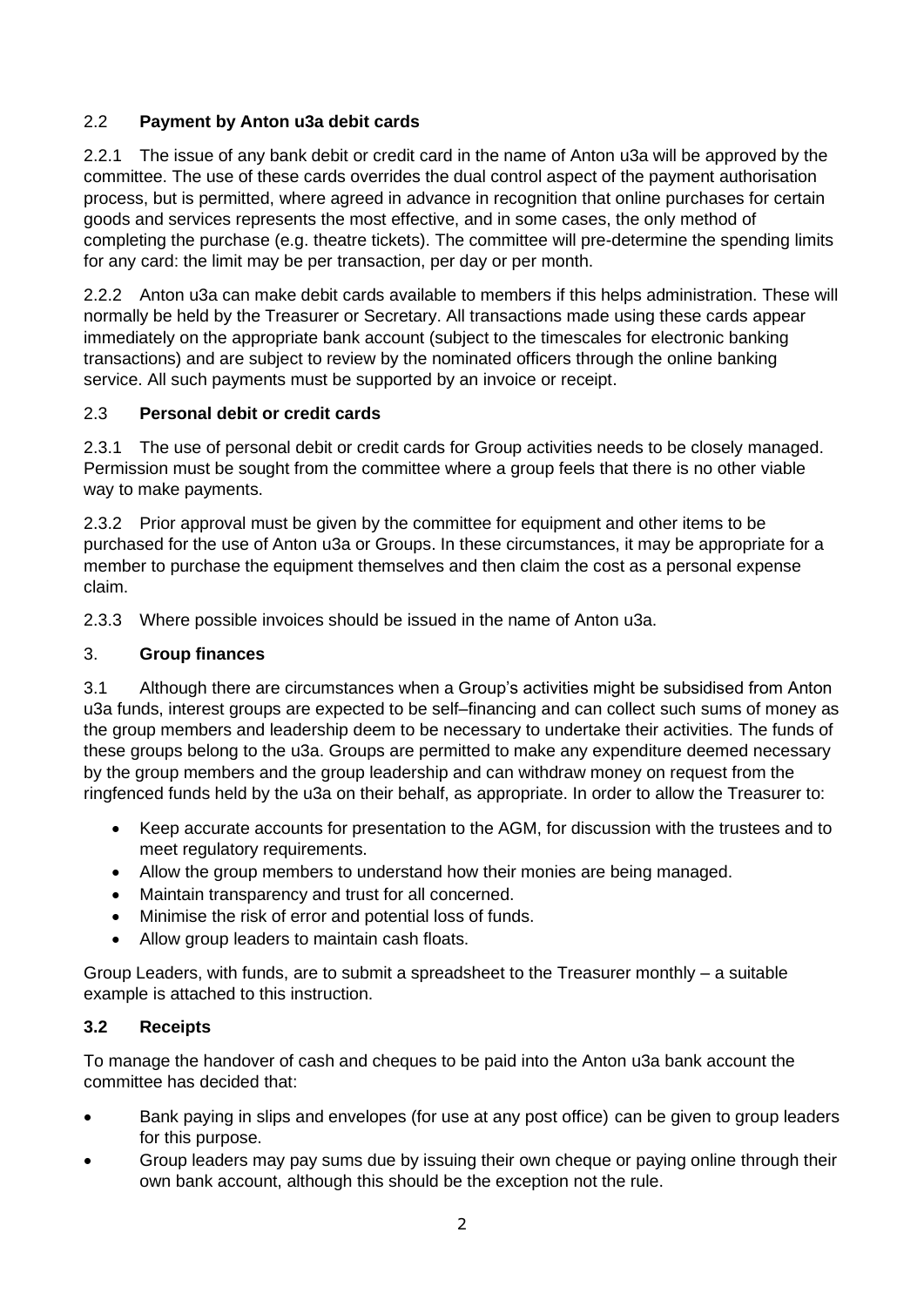## 2.2 **Payment by Anton u3a debit cards**

2.2.1 The issue of any bank debit or credit card in the name of Anton u3a will be approved by the committee. The use of these cards overrides the dual control aspect of the payment authorisation process, but is permitted, where agreed in advance in recognition that online purchases for certain goods and services represents the most effective, and in some cases, the only method of completing the purchase (e.g. theatre tickets). The committee will pre-determine the spending limits for any card: the limit may be per transaction, per day or per month.

2.2.2 Anton u3a can make debit cards available to members if this helps administration. These will normally be held by the Treasurer or Secretary. All transactions made using these cards appear immediately on the appropriate bank account (subject to the timescales for electronic banking transactions) and are subject to review by the nominated officers through the online banking service. All such payments must be supported by an invoice or receipt.

## 2.3 **Personal debit or credit cards**

2.3.1 The use of personal debit or credit cards for Group activities needs to be closely managed. Permission must be sought from the committee where a group feels that there is no other viable way to make payments.

2.3.2 Prior approval must be given by the committee for equipment and other items to be purchased for the use of Anton u3a or Groups. In these circumstances, it may be appropriate for a member to purchase the equipment themselves and then claim the cost as a personal expense claim.

2.3.3 Where possible invoices should be issued in the name of Anton u3a.

# 3. **Group finances**

3.1 Although there are circumstances when a Group's activities might be subsidised from Anton u3a funds, interest groups are expected to be self–financing and can collect such sums of money as the group members and leadership deem to be necessary to undertake their activities. The funds of these groups belong to the u3a. Groups are permitted to make any expenditure deemed necessary by the group members and the group leadership and can withdraw money on request from the ringfenced funds held by the u3a on their behalf, as appropriate. In order to allow the Treasurer to:

- Keep accurate accounts for presentation to the AGM, for discussion with the trustees and to meet regulatory requirements.
- Allow the group members to understand how their monies are being managed.
- Maintain transparency and trust for all concerned.
- Minimise the risk of error and potential loss of funds.
- Allow group leaders to maintain cash floats.

Group Leaders, with funds, are to submit a spreadsheet to the Treasurer monthly – a suitable example is attached to this instruction.

## **3.2 Receipts**

To manage the handover of cash and cheques to be paid into the Anton u3a bank account the committee has decided that:

- Bank paying in slips and envelopes (for use at any post office) can be given to group leaders for this purpose.
- Group leaders may pay sums due by issuing their own cheque or paying online through their own bank account, although this should be the exception not the rule.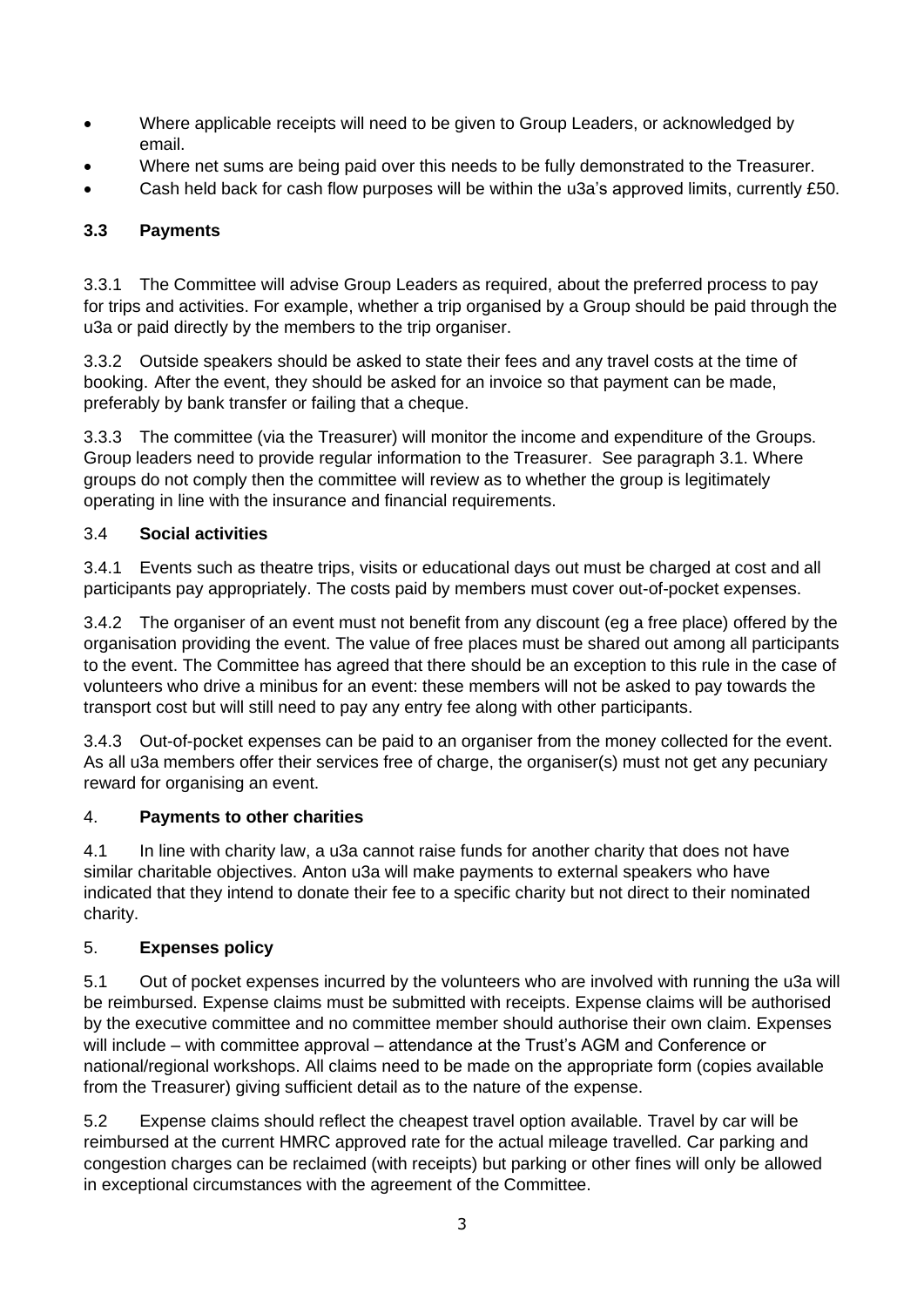- Where applicable receipts will need to be given to Group Leaders, or acknowledged by email.
- Where net sums are being paid over this needs to be fully demonstrated to the Treasurer.
- Cash held back for cash flow purposes will be within the u3a's approved limits, currently £50.

### 3.3 Payments

3.3.1 The Committee will advise Group Leaders as required, about the preferred process to pay for trips and activities. For example, whether a trip organised by a Group should be paid through the u3a or paid directly by the members to the trip organiser.

3.3.2 Outside speakers should be asked to state their fees and any travel costs at the time of booking. After the event, they should be asked for an invoice so that payment can be made, preferably by bank transfer or failing that a cheque.

3.3.3 The committee (via the Treasurer) will monitor the income and expenditure of the Groups. Group leaders need to provide regular information to the Treasurer. See paragraph 3.1. Where groups do not comply then the committee will review as to whether the group is legitimately operating in line with the insurance and financial requirements.

### 3.4 Social activities

3.4.1 Events such as theatre trips, visits or educational days out must be charged at cost and all participants pay appropriately. The costs paid by members must cover out-of-pocket expenses.

3.4.2 The organiser of an event must not benefit from any discount (eg a free place) offered by the organisation providing the event. The value of free places must be shared out among all participants to the event. The Committee has agreed that there should be an exception to this rule in the case of volunteers who drive a minibus for an event: these members will not be asked to pay towards the transport cost but will still need to pay any entry fee along with other participants.

3.4.3 Out-of-pocket expenses can be paid to an organiser from the money collected for the event. As all u3a members offer their services free of charge, the organiser(s) must not get any pecuniary reward for organising an event.

## 4. Payments to other charities

4.1 In line with charity law, a u3a cannot raise funds for another charity that does not have similar charitable objectives. Anton u3a will make payments to external speakers who have indicated that they intend to donate their fee to a specific charity but not direct to their nominated charity.

## 5. Expenses policy

5.1 Out of pocket expenses incurred by the volunteers who are involved with running the u3a will be reimbursed. Expense claims must be submitted with receipts. Expense claims will be authorised by the executive committee and no committee member should authorise their own claim. Expenses will include – with committee approval – attendance at the Trust's AGM and Conference or national/regional workshops. All claims need to be made on the appropriate form (copies available from the Treasurer) giving sufficient detail as to the nature of the expense.

5.2 Expense claims should reflect the cheapest travel option available. Travel by car will be reimbursed at the current HMRC approved rate for the actual mileage travelled. Car parking and congestion charges can be reclaimed (with receipts) but parking or other fines will only be allowed in exceptional circumstances with the agreement of the Committee.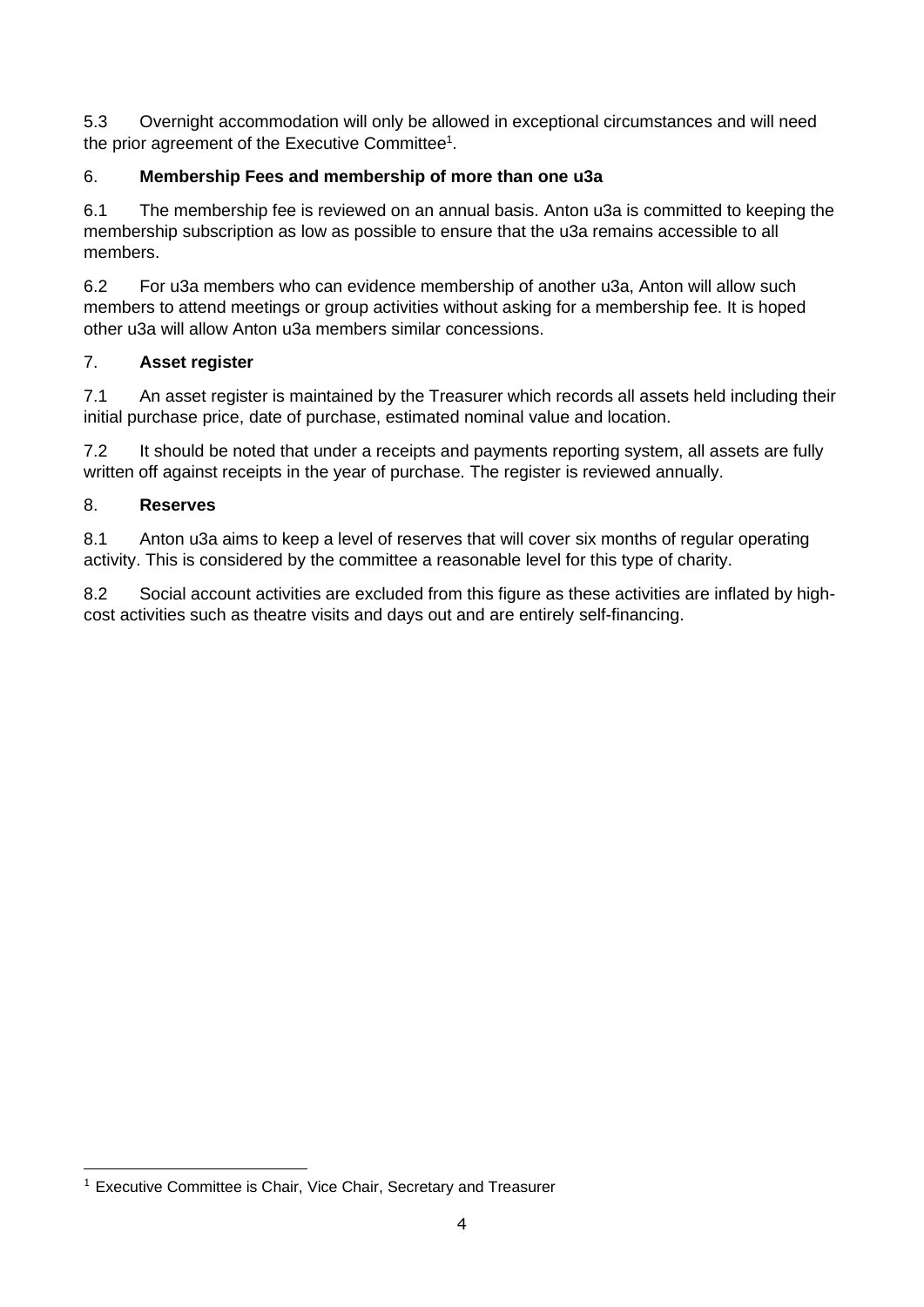5.3 Overnight accommodation will only be allowed in exceptional circumstances and will need the prior agreement of the Executive Committee[1].

## 6. **Membership Fees and membership of more than one u3a**

6.1 The membership fee is reviewed on an annual basis. Anton u3a is committed to keeping the membership subscription as low as possible to ensure that the u3a remains accessible to all members.

6.2 For u3a members who can evidence membership of another u3a, Anton will allow such members to attend meetings or group activities without asking for a membership fee. It is hoped other u3a will allow Anton u3a members similar concessions.

## 7. **Asset register**

7.1 An asset register is maintained by the Treasurer which records all assets held including their initial purchase price, date of purchase, estimated nominal value and location.

7.2 It should be noted that under a receipts and payments reporting system, all assets are fully written off against receipts in the year of purchase. The register is reviewed annually.

## 8. **Reserves**

8.1 Anton u3a aims to keep a level of reserves that will cover six months of regular operating activity. This is considered by the committee a reasonable level for this type of charity.

8.2 Social account activities are excluded from this figure as these activities are inflated by high-cost activities such as theatre visits and days out and are entirely self-financing.

---

[1] Executive Committee is Chair, Vice Chair, Secretary and Treasurer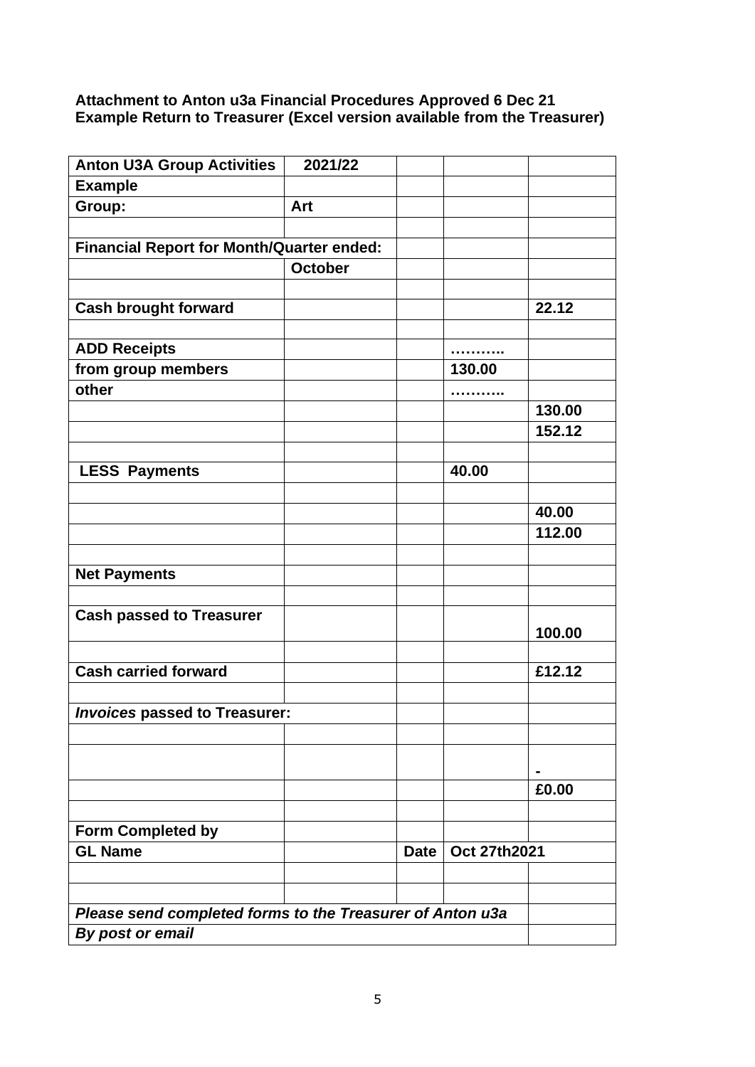**Attachment to Anton u3a Financial Procedures Approved 6 Dec 21**
**Example Return to Treasurer (Excel version available from the Treasurer)**

| | | | | |
|---|---|---|---|---|
| **Anton U3A Group Activities** | **2021/22** | | | |
| **Example** | | | | |
| **Group:** | **Art** | | | |
| | | | | |
| **Financial Report for Month/Quarter ended:** | | | | |
| | **October** | | | |
| | | | | |
| **Cash brought forward** | | | | **22.12** |
| | | | | |
| **ADD Receipts** | | | **………..** | |
| **from group members** | | | **130.00** | |
| **other** | | | **………..** | |
| | | | | **130.00** |
| | | | | **152.12** |
| | | | | |
| **LESS Payments** | | | **40.00** | |
| | | | | |
| | | | | **40.00** |
| | | | | **112.00** |
| | | | | |
| **Net Payments** | | | | |
| | | | | |
| **Cash passed to Treasurer** | | | | **100.00** |
| | | | | |
| **Cash carried forward** | | | | **£12.12** |
| | | | | |
| ***Invoices* passed to Treasurer:** | | | | |
| | | | | |
| | | | | **-** |
| | | | | **£0.00** |
| | | | | |
| **Form Completed by** | | | | |
| **GL Name** | | **Date** | **Oct 27th2021** | |
| | | | | |
| | | | | |
| ***Please send completed forms to the Treasurer of Anton u3a*** | | | | |
| ***By post or email*** | | | | |